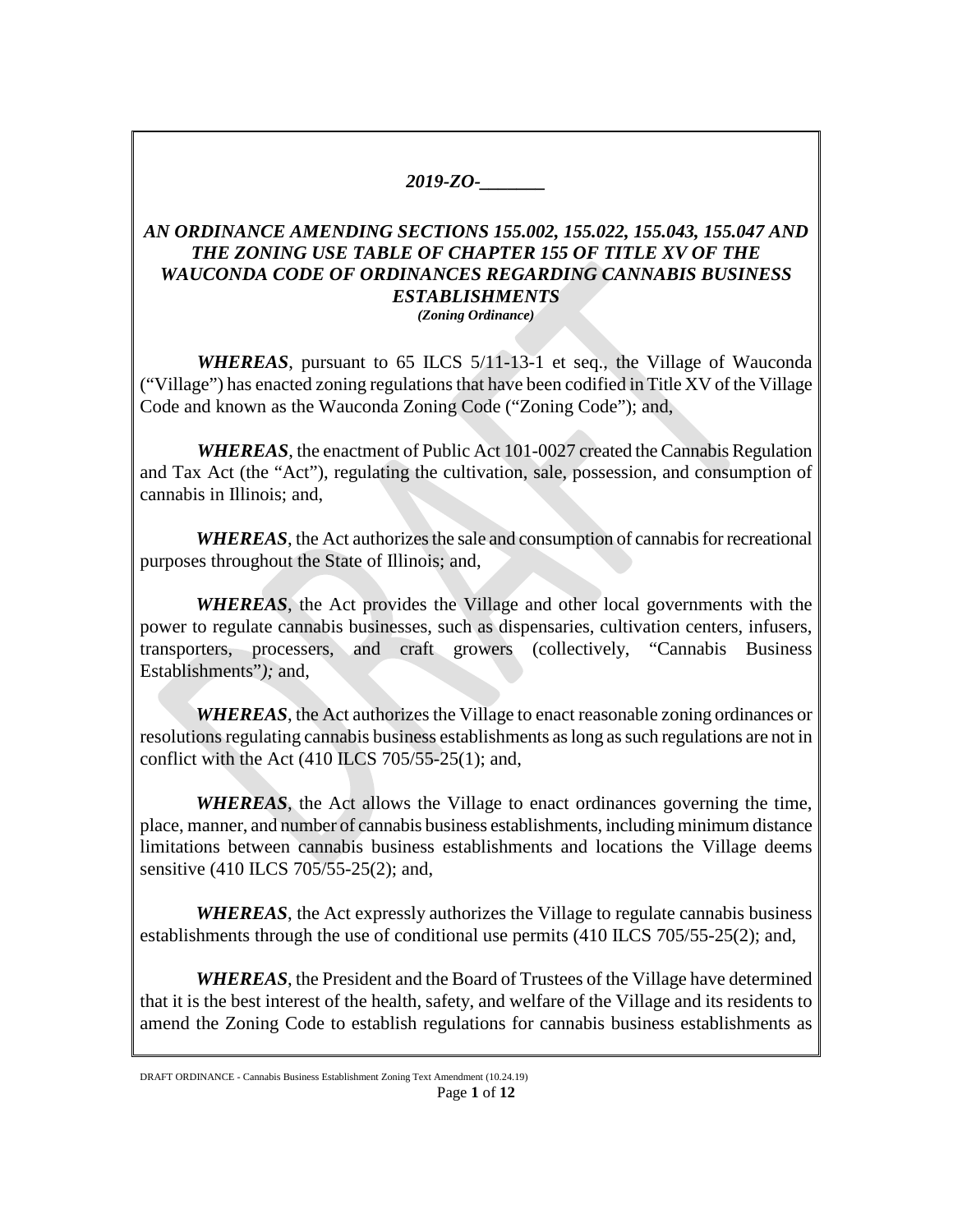*2019-ZO-_______*

## *AN ORDINANCE AMENDING SECTIONS 155.002, 155.022, 155.043, 155.047 AND THE ZONING USE TABLE OF CHAPTER 155 OF TITLE XV OF THE WAUCONDA CODE OF ORDINANCES REGARDING CANNABIS BUSINESS ESTABLISHMENTS*

***(Zoning Ordinance)***

***WHEREAS***, pursuant to 65 ILCS 5/11-13-1 et seq., the Village of Wauconda ("Village") has enacted zoning regulations that have been codified in Title XV of the Village Code and known as the Wauconda Zoning Code ("Zoning Code"); and,

***WHEREAS***, the enactment of Public Act 101-0027 created the Cannabis Regulation and Tax Act (the "Act"), regulating the cultivation, sale, possession, and consumption of cannabis in Illinois; and,

***WHEREAS***, the Act authorizes the sale and consumption of cannabis for recreational purposes throughout the State of Illinois; and,

***WHEREAS***, the Act provides the Village and other local governments with the power to regulate cannabis businesses, such as dispensaries, cultivation centers, infusers, transporters, processers, and craft growers (collectively, "Cannabis Business Establishments"*);* and,

***WHEREAS***, the Act authorizes the Village to enact reasonable zoning ordinances or resolutions regulating cannabis business establishments as long as such regulations are not in conflict with the Act (410 ILCS 705/55-25(1); and,

***WHEREAS***, the Act allows the Village to enact ordinances governing the time, place, manner, and number of cannabis business establishments, including minimum distance limitations between cannabis business establishments and locations the Village deems sensitive (410 ILCS 705/55-25(2); and,

***WHEREAS***, the Act expressly authorizes the Village to regulate cannabis business establishments through the use of conditional use permits (410 ILCS 705/55-25(2); and,

***WHEREAS***, the President and the Board of Trustees of the Village have determined that it is the best interest of the health, safety, and welfare of the Village and its residents to amend the Zoning Code to establish regulations for cannabis business establishments as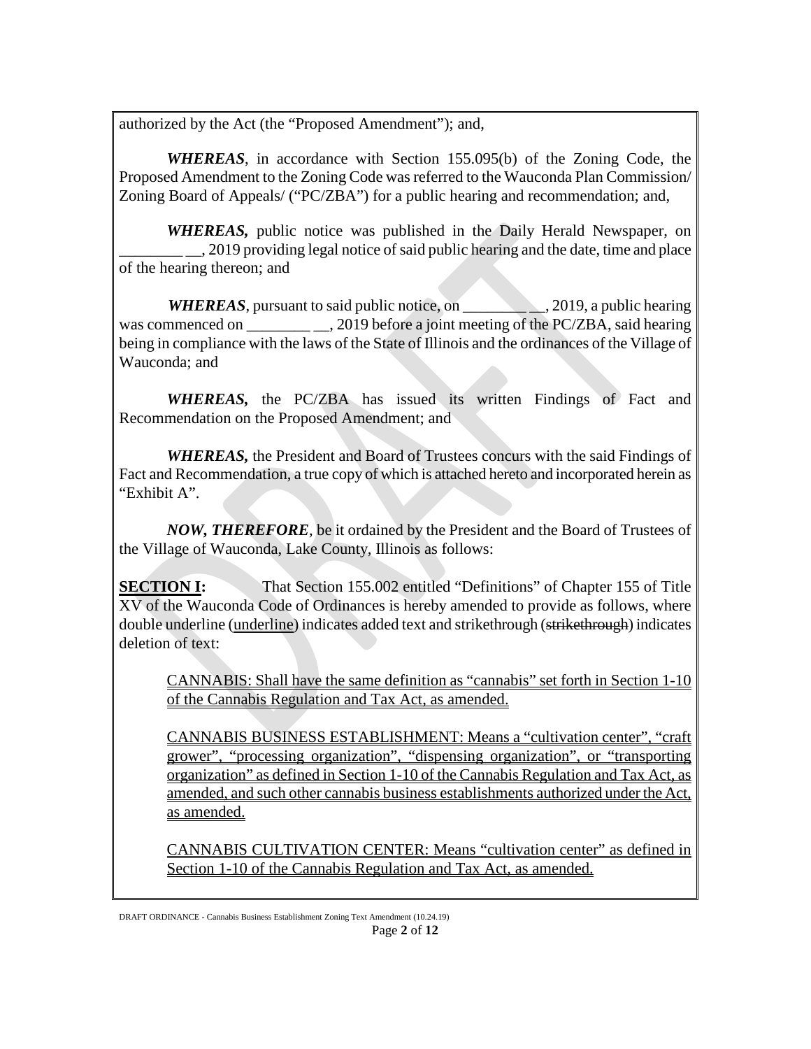authorized by the Act (the "Proposed Amendment"); and,

***WHEREAS***, in accordance with Section 155.095(b) of the Zoning Code, the Proposed Amendment to the Zoning Code was referred to the Wauconda Plan Commission/ Zoning Board of Appeals/ ("PC/ZBA") for a public hearing and recommendation; and,

***WHEREAS,*** public notice was published in the Daily Herald Newspaper, on ________ __, 2019 providing legal notice of said public hearing and the date, time and place of the hearing thereon; and

***WHEREAS***, pursuant to said public notice, on ________ __, 2019, a public hearing was commenced on ________ __, 2019 before a joint meeting of the PC/ZBA, said hearing being in compliance with the laws of the State of Illinois and the ordinances of the Village of Wauconda; and

***WHEREAS,*** the PC/ZBA has issued its written Findings of Fact and Recommendation on the Proposed Amendment; and

***WHEREAS,*** the President and Board of Trustees concurs with the said Findings of Fact and Recommendation, a true copy of which is attached hereto and incorporated herein as "Exhibit A".

***NOW, THEREFORE***, be it ordained by the President and the Board of Trustees of the Village of Wauconda, Lake County, Illinois as follows:

**SECTION I:** That Section 155.002 entitled "Definitions" of Chapter 155 of Title XV of the Wauconda Code of Ordinances is hereby amended to provide as follows, where double underline (<u>underline</u>) indicates added text and strikethrough (~~strikethrough~~) indicates deletion of text:

<u>CANNABIS: Shall have the same definition as "cannabis" set forth in Section 1-10 of the Cannabis Regulation and Tax Act, as amended.</u>

<u>CANNABIS BUSINESS ESTABLISHMENT: Means a "cultivation center", "craft grower", "processing organization", "dispensing organization", or "transporting organization" as defined in Section 1-10 of the Cannabis Regulation and Tax Act, as amended, and such other cannabis business establishments authorized under the Act, as amended.</u>

<u>CANNABIS CULTIVATION CENTER: Means "cultivation center" as defined in Section 1-10 of the Cannabis Regulation and Tax Act, as amended.</u>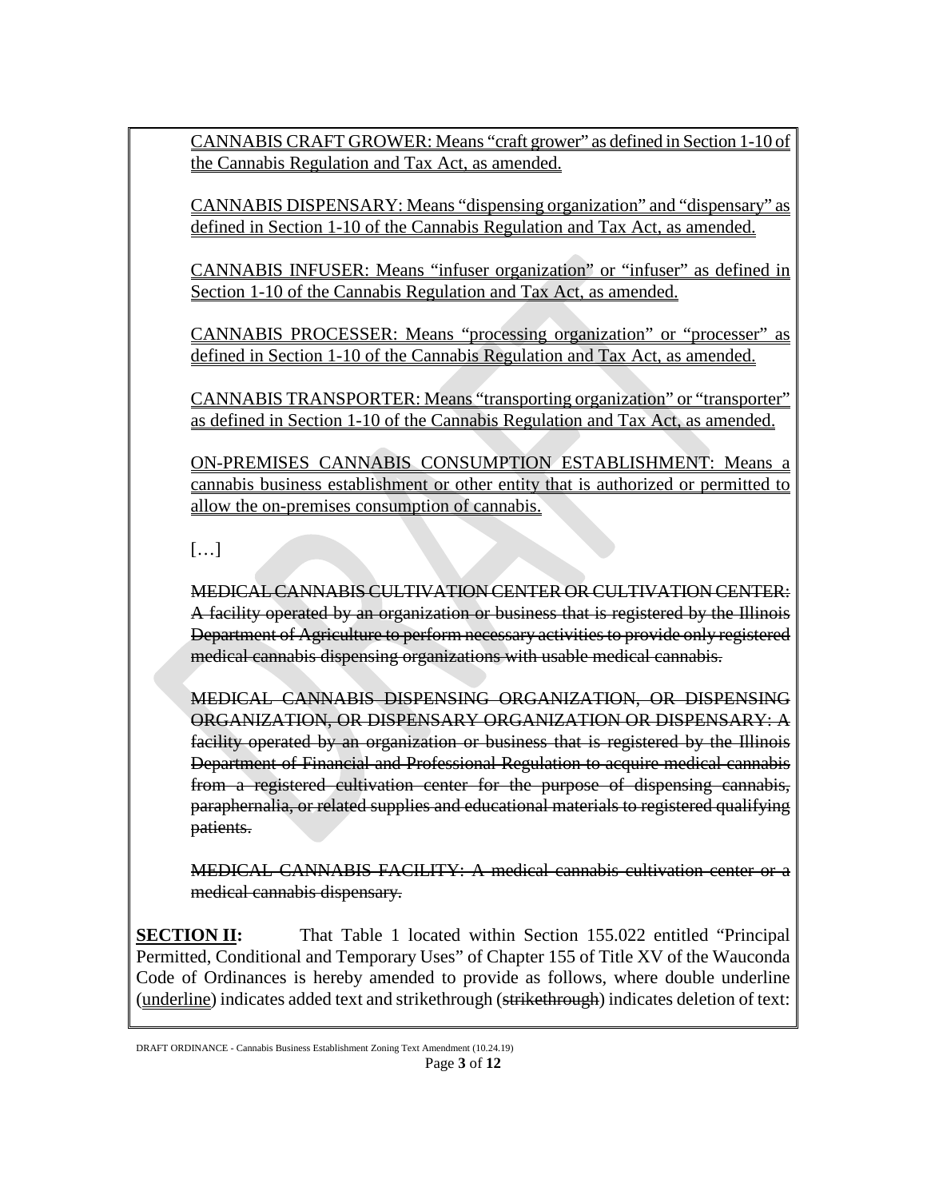<u>CANNABIS CRAFT GROWER: Means "craft grower" as defined in Section 1-10 of the Cannabis Regulation and Tax Act, as amended.</u>

<u>CANNABIS DISPENSARY: Means "dispensing organization" and "dispensary" as defined in Section 1-10 of the Cannabis Regulation and Tax Act, as amended.</u>

<u>CANNABIS INFUSER: Means "infuser organization" or "infuser" as defined in Section 1-10 of the Cannabis Regulation and Tax Act, as amended.</u>

<u>CANNABIS PROCESSER: Means "processing organization" or "processer" as defined in Section 1-10 of the Cannabis Regulation and Tax Act, as amended.</u>

<u>CANNABIS TRANSPORTER: Means "transporting organization" or "transporter" as defined in Section 1-10 of the Cannabis Regulation and Tax Act, as amended.</u>

<u>ON-PREMISES CANNABIS CONSUMPTION ESTABLISHMENT: Means a cannabis business establishment or other entity that is authorized or permitted to allow the on-premises consumption of cannabis.</u>

[…]

~~MEDICAL CANNABIS CULTIVATION CENTER OR CULTIVATION CENTER: A facility operated by an organization or business that is registered by the Illinois Department of Agriculture to perform necessary activities to provide only registered medical cannabis dispensing organizations with usable medical cannabis.~~

~~MEDICAL CANNABIS DISPENSING ORGANIZATION, OR DISPENSING ORGANIZATION, OR DISPENSARY ORGANIZATION OR DISPENSARY: A facility operated by an organization or business that is registered by the Illinois Department of Financial and Professional Regulation to acquire medical cannabis from a registered cultivation center for the purpose of dispensing cannabis, paraphernalia, or related supplies and educational materials to registered qualifying patients.~~

~~MEDICAL CANNABIS FACILITY: A medical cannabis cultivation center or a medical cannabis dispensary.~~

**SECTION II:** That Table 1 located within Section 155.022 entitled "Principal Permitted, Conditional and Temporary Uses" of Chapter 155 of Title XV of the Wauconda Code of Ordinances is hereby amended to provide as follows, where double underline (<u>underline</u>) indicates added text and strikethrough (~~strikethrough~~) indicates deletion of text: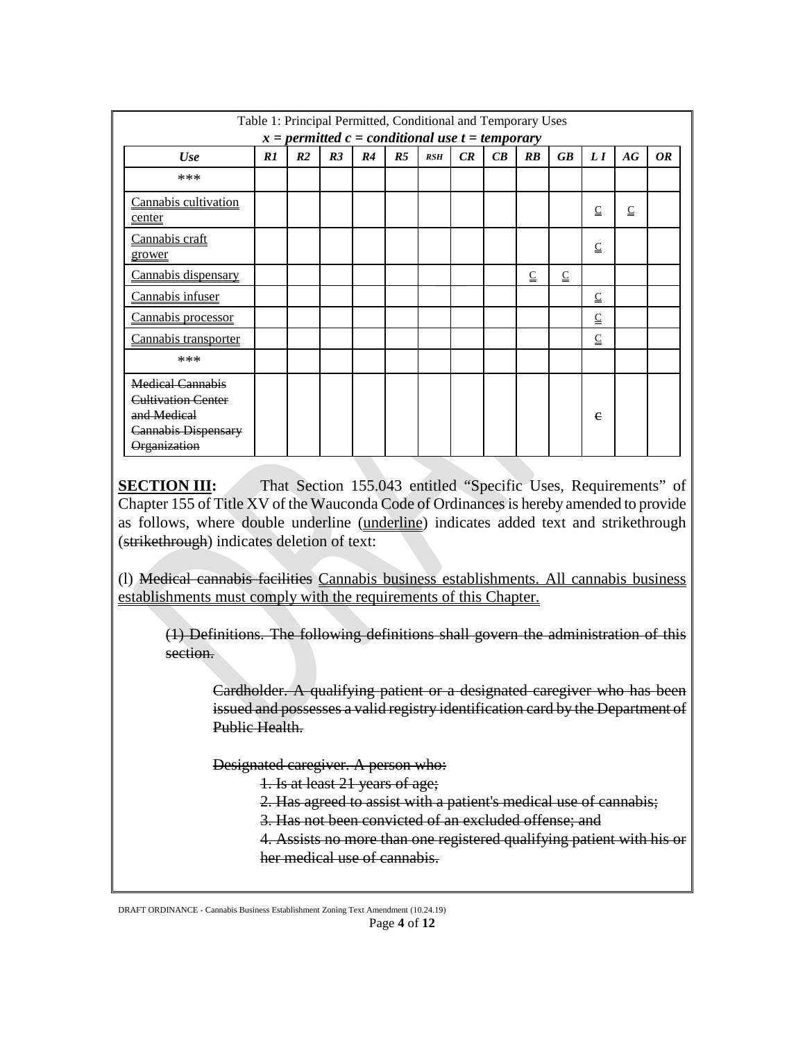Table 1: Principal Permitted, Conditional and Temporary Uses
*x = permitted c = conditional use t = temporary*

| *Use* | *R1* | *R2* | *R3* | *R4* | *R5* | *RSH* | *CR* | *CB* | *RB* | *GB* | *L I* | *AG* | *OR* |
|---|---|---|---|---|---|---|---|---|---|---|---|---|---|
| \*\*\* | | | | | | | | | | | | | |
| Cannabis cultivation center | | | | | | | | | | | C | C | |
| Cannabis craft grower | | | | | | | | | | | C | | |
| Cannabis dispensary | | | | | | | | | C | C | | | |
| Cannabis infuser | | | | | | | | | | | C | | |
| Cannabis processor | | | | | | | | | | | C | | |
| Cannabis transporter | | | | | | | | | | | C | | |
| \*\*\* | | | | | | | | | | | | | |
| ~~Medical Cannabis Cultivation Center and Medical Cannabis Dispensary Organization~~ | | | | | | | | | | | ~~c~~ | | |

**SECTION III:** That Section 155.043 entitled "Specific Uses, Requirements" of Chapter 155 of Title XV of the Wauconda Code of Ordinances is hereby amended to provide as follows, where double underline (<u>underline</u>) indicates added text and strikethrough (~~strikethrough~~) indicates deletion of text:

(l) ~~Medical cannabis facilities~~ <u>Cannabis business establishments. All cannabis business establishments must comply with the requirements of this Chapter.</u>

~~(1) Definitions. The following definitions shall govern the administration of this section.~~

~~Cardholder. A qualifying patient or a designated caregiver who has been issued and possesses a valid registry identification card by the Department of Public Health.~~

~~Designated caregiver. A person who:~~

~~1. Is at least 21 years of age;~~

~~2. Has agreed to assist with a patient's medical use of cannabis;~~

~~3. Has not been convicted of an excluded offense; and~~

~~4. Assists no more than one registered qualifying patient with his or her medical use of cannabis.~~

DRAFT ORDINANCE - Cannabis Business Establishment Zoning Text Amendment (10.24.19)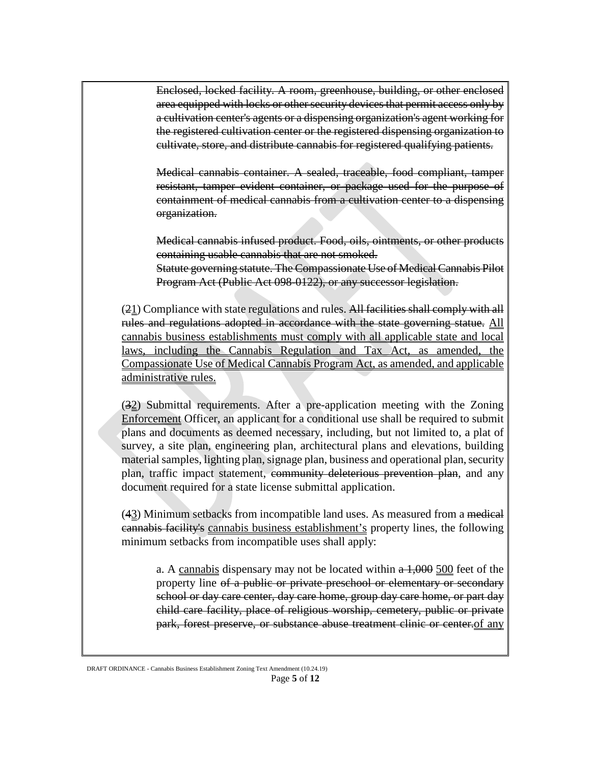~~Enclosed, locked facility. A room, greenhouse, building, or other enclosed area equipped with locks or other security devices that permit access only by a cultivation center's agents or a dispensing organization's agent working for the registered cultivation center or the registered dispensing organization to cultivate, store, and distribute cannabis for registered qualifying patients.~~

~~Medical cannabis container. A sealed, traceable, food compliant, tamper resistant, tamper evident container, or package used for the purpose of containment of medical cannabis from a cultivation center to a dispensing organization.~~

~~Medical cannabis infused product. Food, oils, ointments, or other products containing usable cannabis that are not smoked.~~
~~Statute governing statute. The Compassionate Use of Medical Cannabis Pilot Program Act (Public Act 098-0122), or any successor legislation.~~

(~~2~~<u>1</u>) Compliance with state regulations and rules. ~~All facilities shall comply with all rules and regulations adopted in accordance with the state governing statue.~~ <u>All cannabis business establishments must comply with all applicable state and local laws, including the Cannabis Regulation and Tax Act, as amended, the Compassionate Use of Medical Cannabis Program Act, as amended, and applicable administrative rules.</u>

(~~3~~<u>2</u>) Submittal requirements. After a pre-application meeting with the Zoning <u>Enforcement</u> Officer, an applicant for a conditional use shall be required to submit plans and documents as deemed necessary, including, but not limited to, a plat of survey, a site plan, engineering plan, architectural plans and elevations, building material samples, lighting plan, signage plan, business and operational plan, security plan, traffic impact statement, ~~community deleterious prevention plan~~, and any document required for a state license submittal application.

(~~4~~<u>3</u>) Minimum setbacks from incompatible land uses. As measured from a ~~medical cannabis facility's~~ <u>cannabis business establishment's</u> property lines, the following minimum setbacks from incompatible uses shall apply:

a. A <u>cannabis</u> dispensary may not be located within ~~a 1,000~~ <u>500</u> feet of the property line ~~of a public or private preschool or elementary or secondary school or day care center, day care home, group day care home, or part day child care facility, place of religious worship, cemetery, public or private park, forest preserve, or substance abuse treatment clinic or center.~~<u>of any</u>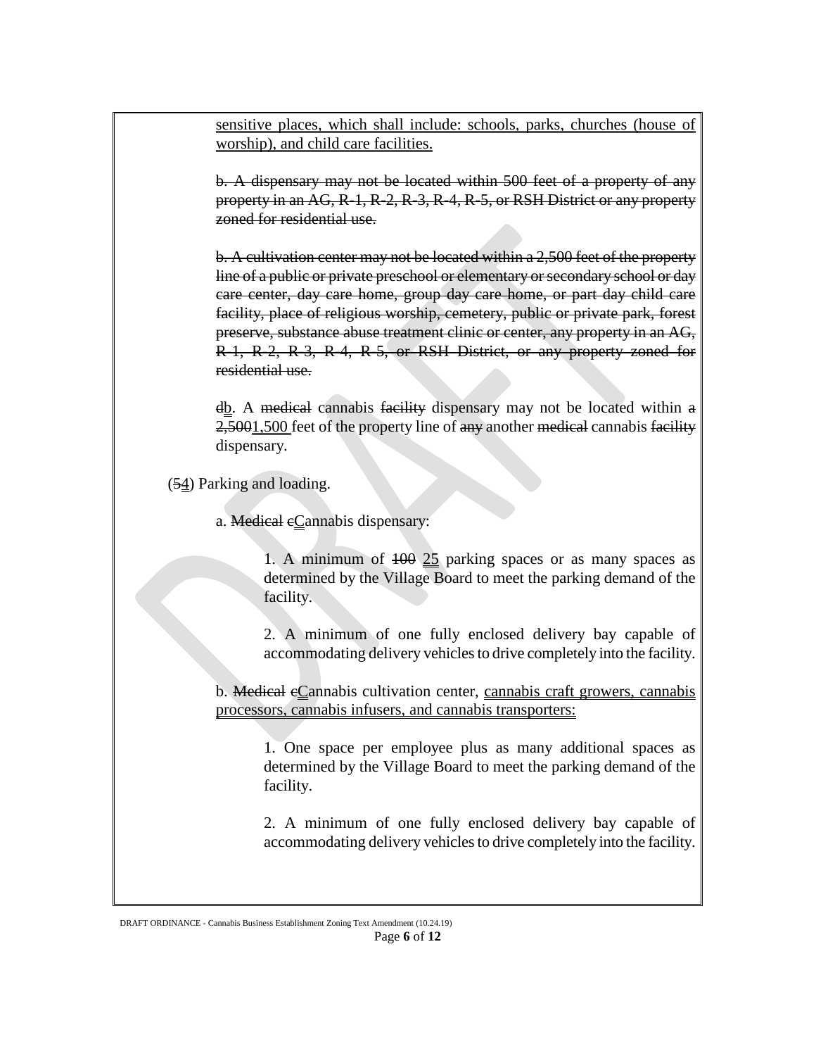<u>sensitive places, which shall include: schools, parks, churches (house of worship), and child care facilities.</u>

~~b. A dispensary may not be located within 500 feet of a property of any property in an AG, R-1, R-2, R-3, R-4, R-5, or RSH District or any property zoned for residential use.~~

~~b. A cultivation center may not be located within a 2,500 feet of the property line of a public or private preschool or elementary or secondary school or day care center, day care home, group day care home, or part day child care facility, place of religious worship, cemetery, public or private park, forest preserve, substance abuse treatment clinic or center, any property in an AG, R-1, R-2, R-3, R-4, R-5, or RSH District, or any property zoned for residential use.~~

~~d~~<u>b</u>. A ~~medical~~ cannabis ~~facility~~ dispensary may not be located within ~~a~~ ~~2,500~~<u>1,500</u> feet of the property line of ~~any~~ another ~~medical~~ cannabis ~~facility~~ dispensary.

(~~5~~<u>4</u>) Parking and loading.

a. ~~Medical~~ ~~c~~<u>C</u>annabis dispensary:

1. A minimum of ~~100~~ <u>25</u> parking spaces or as many spaces as determined by the Village Board to meet the parking demand of the facility.

2. A minimum of one fully enclosed delivery bay capable of accommodating delivery vehicles to drive completely into the facility.

b. ~~Medical~~ ~~c~~<u>C</u>annabis cultivation center, <u>cannabis craft growers, cannabis processors, cannabis infusers, and cannabis transporters:</u>

1. One space per employee plus as many additional spaces as determined by the Village Board to meet the parking demand of the facility.

2. A minimum of one fully enclosed delivery bay capable of accommodating delivery vehicles to drive completely into the facility.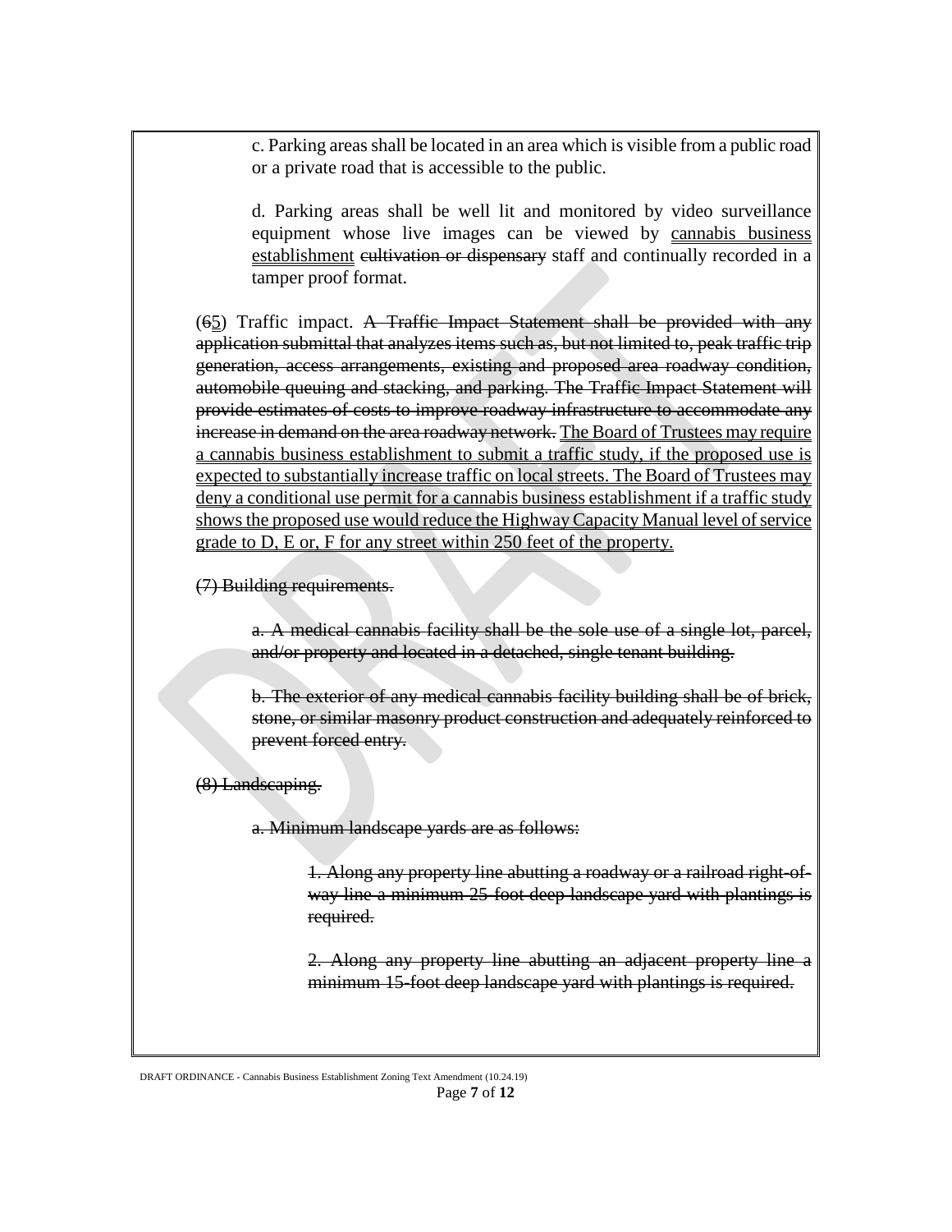c. Parking areas shall be located in an area which is visible from a public road or a private road that is accessible to the public.

d. Parking areas shall be well lit and monitored by video surveillance equipment whose live images can be viewed by <u>cannabis business establishment</u> ~~cultivation or dispensary~~ staff and continually recorded in a tamper proof format.

(~~6~~<u>5</u>) Traffic impact. ~~A Traffic Impact Statement shall be provided with any application submittal that analyzes items such as, but not limited to, peak traffic trip generation, access arrangements, existing and proposed area roadway condition, automobile queuing and stacking, and parking. The Traffic Impact Statement will provide estimates of costs to improve roadway infrastructure to accommodate any increase in demand on the area roadway network.~~ <u>The Board of Trustees may require a cannabis business establishment to submit a traffic study, if the proposed use is expected to substantially increase traffic on local streets. The Board of Trustees may deny a conditional use permit for a cannabis business establishment if a traffic study shows the proposed use would reduce the Highway Capacity Manual level of service grade to D, E or, F for any street within 250 feet of the property.</u>

~~(7) Building requirements.~~

~~a. A medical cannabis facility shall be the sole use of a single lot, parcel, and/or property and located in a detached, single tenant building.~~

~~b. The exterior of any medical cannabis facility building shall be of brick, stone, or similar masonry product construction and adequately reinforced to prevent forced entry.~~

~~(8) Landscaping.~~

~~a. Minimum landscape yards are as follows:~~

~~1. Along any property line abutting a roadway or a railroad right-of-way line a minimum 25-foot deep landscape yard with plantings is required.~~

~~2. Along any property line abutting an adjacent property line a minimum 15-foot deep landscape yard with plantings is required.~~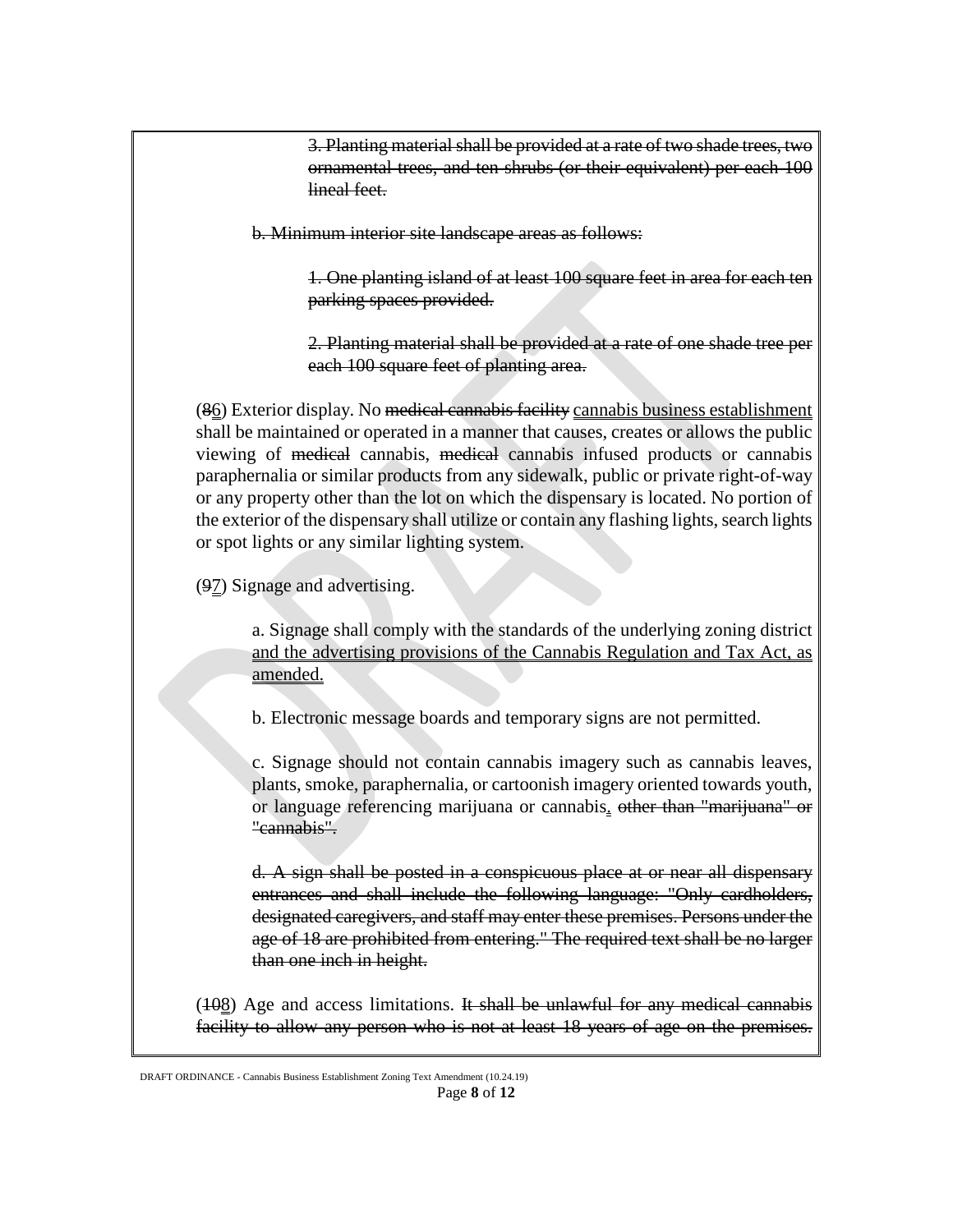~~3. Planting material shall be provided at a rate of two shade trees, two ornamental trees, and ten shrubs (or their equivalent) per each 100 lineal feet.~~

~~b. Minimum interior site landscape areas as follows:~~

~~1. One planting island of at least 100 square feet in area for each ten parking spaces provided.~~

~~2. Planting material shall be provided at a rate of one shade tree per each 100 square feet of planting area.~~

(~~8~~<u>6</u>) Exterior display. No ~~medical cannabis facility~~ <u>cannabis business establishment</u> shall be maintained or operated in a manner that causes, creates or allows the public viewing of ~~medical~~ cannabis, ~~medical~~ cannabis infused products or cannabis paraphernalia or similar products from any sidewalk, public or private right-of-way or any property other than the lot on which the dispensary is located. No portion of the exterior of the dispensary shall utilize or contain any flashing lights, search lights or spot lights or any similar lighting system.

(~~9~~<u>7</u>) Signage and advertising.

a. Signage shall comply with the standards of the underlying zoning district <u>and the advertising provisions of the Cannabis Regulation and Tax Act, as amended.</u>

b. Electronic message boards and temporary signs are not permitted.

c. Signage should not contain cannabis imagery such as cannabis leaves, plants, smoke, paraphernalia, or cartoonish imagery oriented towards youth, or language referencing marijuana or cannabis<u>.</u> ~~other than "marijuana" or "cannabis".~~

~~d. A sign shall be posted in a conspicuous place at or near all dispensary entrances and shall include the following language: "Only cardholders, designated caregivers, and staff may enter these premises. Persons under the age of 18 are prohibited from entering." The required text shall be no larger than one inch in height.~~

(~~10~~<u>8</u>) Age and access limitations. ~~It shall be unlawful for any medical cannabis facility to allow any person who is not at least 18 years of age on the premises.~~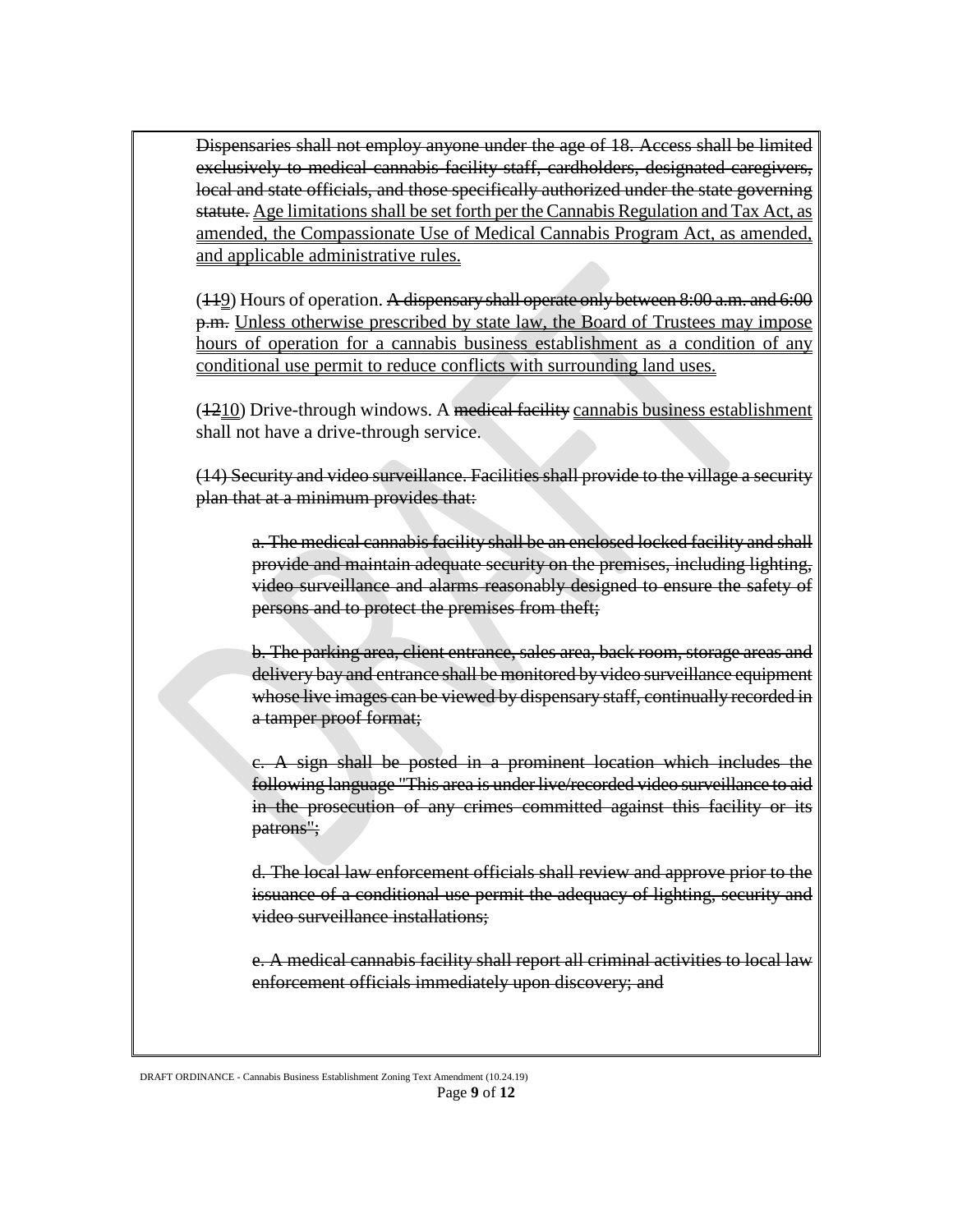~~Dispensaries shall not employ anyone under the age of 18. Access shall be limited exclusively to medical cannabis facility staff, cardholders, designated caregivers, local and state officials, and those specifically authorized under the state governing statute.~~ <u>Age limitations shall be set forth per the Cannabis Regulation and Tax Act, as amended, the Compassionate Use of Medical Cannabis Program Act, as amended, and applicable administrative rules.</u>

(~~11~~<u>9</u>) Hours of operation. ~~A dispensary shall operate only between 8:00 a.m. and 6:00 p.m.~~ <u>Unless otherwise prescribed by state law, the Board of Trustees may impose hours of operation for a cannabis business establishment as a condition of any conditional use permit to reduce conflicts with surrounding land uses.</u>

(~~12~~<u>10</u>) Drive-through windows. A ~~medical facility~~ <u>cannabis business establishment</u> shall not have a drive-through service.

~~(14) Security and video surveillance. Facilities shall provide to the village a security plan that at a minimum provides that:~~

> ~~a. The medical cannabis facility shall be an enclosed locked facility and shall provide and maintain adequate security on the premises, including lighting, video surveillance and alarms reasonably designed to ensure the safety of persons and to protect the premises from theft;~~
>
> ~~b. The parking area, client entrance, sales area, back room, storage areas and delivery bay and entrance shall be monitored by video surveillance equipment whose live images can be viewed by dispensary staff, continually recorded in a tamper proof format;~~
>
> ~~c. A sign shall be posted in a prominent location which includes the following language "This area is under live/recorded video surveillance to aid in the prosecution of any crimes committed against this facility or its patrons";~~
>
> ~~d. The local law enforcement officials shall review and approve prior to the issuance of a conditional use permit the adequacy of lighting, security and video surveillance installations;~~
>
> ~~e. A medical cannabis facility shall report all criminal activities to local law enforcement officials immediately upon discovery; and~~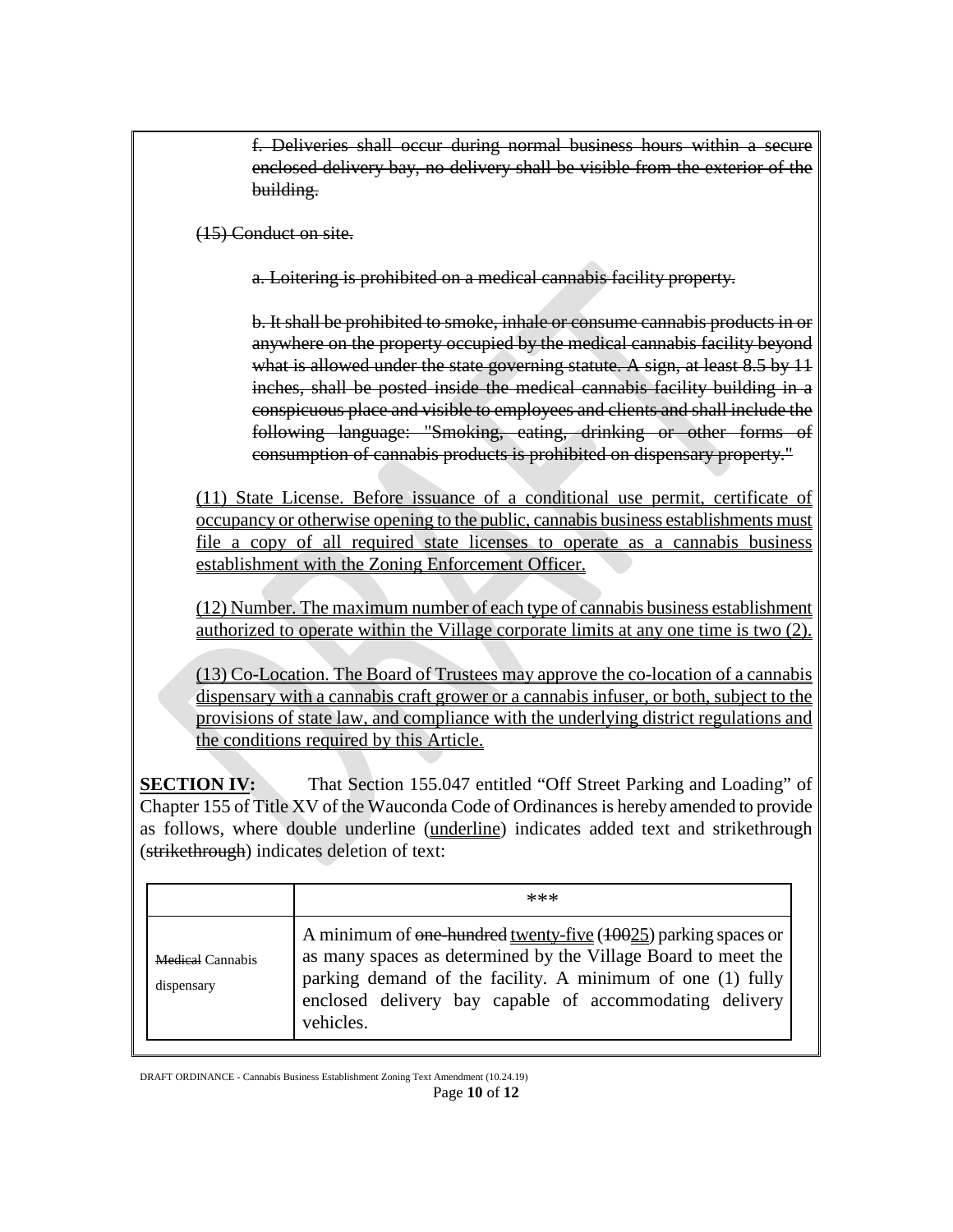~~f. Deliveries shall occur during normal business hours within a secure enclosed delivery bay, no delivery shall be visible from the exterior of the building.~~

~~(15) Conduct on site.~~

~~a. Loitering is prohibited on a medical cannabis facility property.~~

~~b. It shall be prohibited to smoke, inhale or consume cannabis products in or anywhere on the property occupied by the medical cannabis facility beyond what is allowed under the state governing statute. A sign, at least 8.5 by 11 inches, shall be posted inside the medical cannabis facility building in a conspicuous place and visible to employees and clients and shall include the following language: "Smoking, eating, drinking or other forms of consumption of cannabis products is prohibited on dispensary property."~~

<u>(11) State License. Before issuance of a conditional use permit, certificate of occupancy or otherwise opening to the public, cannabis business establishments must file a copy of all required state licenses to operate as a cannabis business establishment with the Zoning Enforcement Officer.</u>

<u>(12) Number. The maximum number of each type of cannabis business establishment authorized to operate within the Village corporate limits at any one time is two (2).</u>

<u>(13) Co-Location. The Board of Trustees may approve the co-location of a cannabis dispensary with a cannabis craft grower or a cannabis infuser, or both, subject to the provisions of state law, and compliance with the underlying district regulations and the conditions required by this Article.</u>

**SECTION IV:** That Section 155.047 entitled "Off Street Parking and Loading" of Chapter 155 of Title XV of the Wauconda Code of Ordinances is hereby amended to provide as follows, where double underline (<u>underline</u>) indicates added text and strikethrough (~~strikethrough~~) indicates deletion of text:

| | *** |
|---|---|
| ~~Medical~~ Cannabis dispensary | A minimum of ~~one-hundred~~ <u>twenty-five</u> (~~100~~<u>25</u>) parking spaces or as many spaces as determined by the Village Board to meet the parking demand of the facility. A minimum of one (1) fully enclosed delivery bay capable of accommodating delivery vehicles. |

DRAFT ORDINANCE - Cannabis Business Establishment Zoning Text Amendment (10.24.19)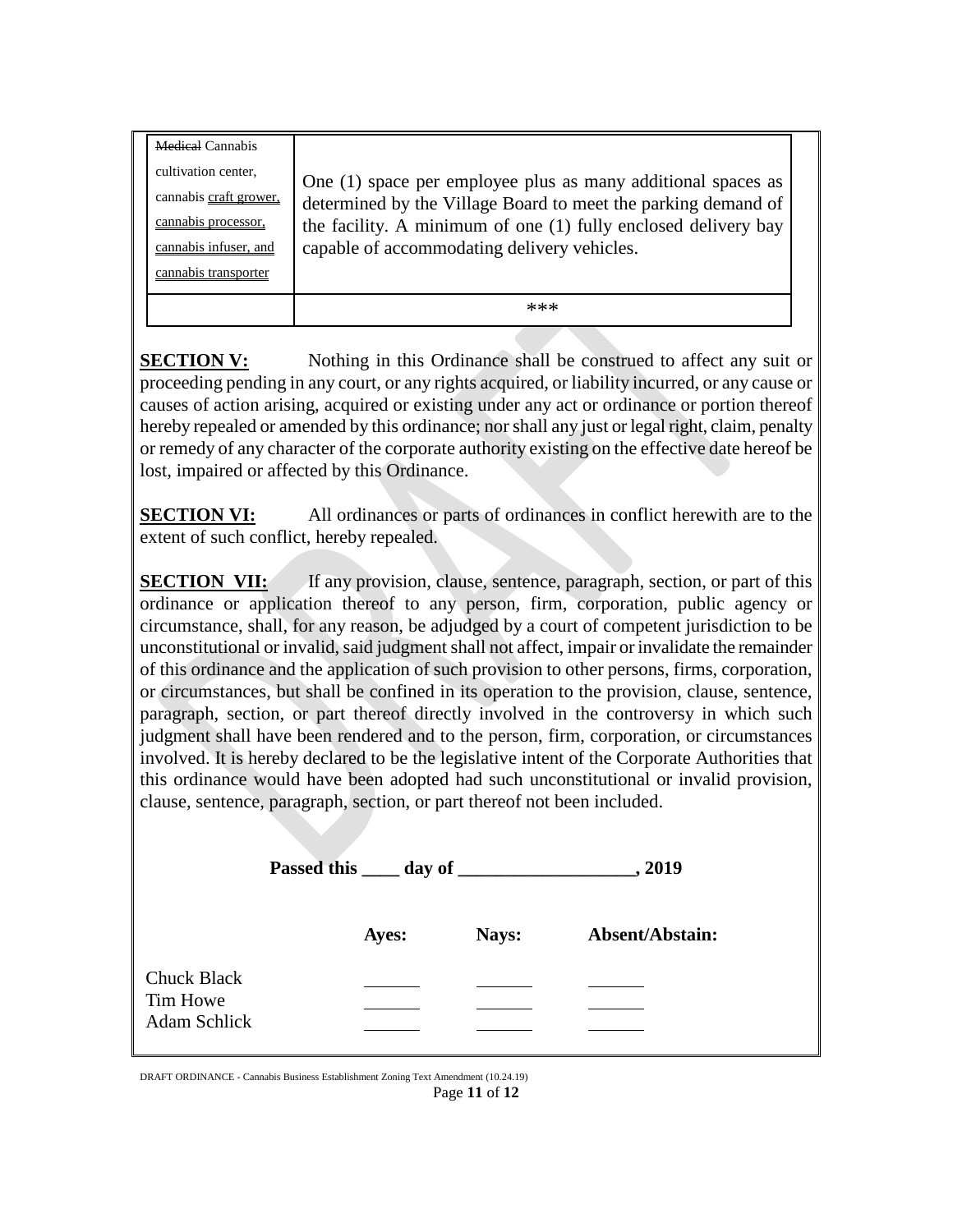| | |
|---|---|
| ~~Medical~~ Cannabis cultivation center, cannabis craft grower, cannabis processor, cannabis infuser, and cannabis transporter | One (1) space per employee plus as many additional spaces as determined by the Village Board to meet the parking demand of the facility. A minimum of one (1) fully enclosed delivery bay capable of accommodating delivery vehicles. |
| | *** |

**SECTION V:** Nothing in this Ordinance shall be construed to affect any suit or proceeding pending in any court, or any rights acquired, or liability incurred, or any cause or causes of action arising, acquired or existing under any act or ordinance or portion thereof hereby repealed or amended by this ordinance; nor shall any just or legal right, claim, penalty or remedy of any character of the corporate authority existing on the effective date hereof be lost, impaired or affected by this Ordinance.

**SECTION VI:** All ordinances or parts of ordinances in conflict herewith are to the extent of such conflict, hereby repealed.

**SECTION VII:** If any provision, clause, sentence, paragraph, section, or part of this ordinance or application thereof to any person, firm, corporation, public agency or circumstance, shall, for any reason, be adjudged by a court of competent jurisdiction to be unconstitutional or invalid, said judgment shall not affect, impair or invalidate the remainder of this ordinance and the application of such provision to other persons, firms, corporation, or circumstances, but shall be confined in its operation to the provision, clause, sentence, paragraph, section, or part thereof directly involved in the controversy in which such judgment shall have been rendered and to the person, firm, corporation, or circumstances involved. It is hereby declared to be the legislative intent of the Corporate Authorities that this ordinance would have been adopted had such unconstitutional or invalid provision, clause, sentence, paragraph, section, or part thereof not been included.

**Passed this \_\_\_\_ day of \_\_\_\_\_\_\_\_\_\_\_\_\_\_\_\_\_\_\_, 2019**

| | **Ayes:** | **Nays:** | **Absent/Abstain:** |
|---|---|---|---|
| Chuck Black | \_\_\_\_\_\_ | \_\_\_\_\_\_ | \_\_\_\_\_\_ |
| Tim Howe | \_\_\_\_\_\_ | \_\_\_\_\_\_ | \_\_\_\_\_\_ |
| Adam Schlick | \_\_\_\_\_\_ | \_\_\_\_\_\_ | \_\_\_\_\_\_ |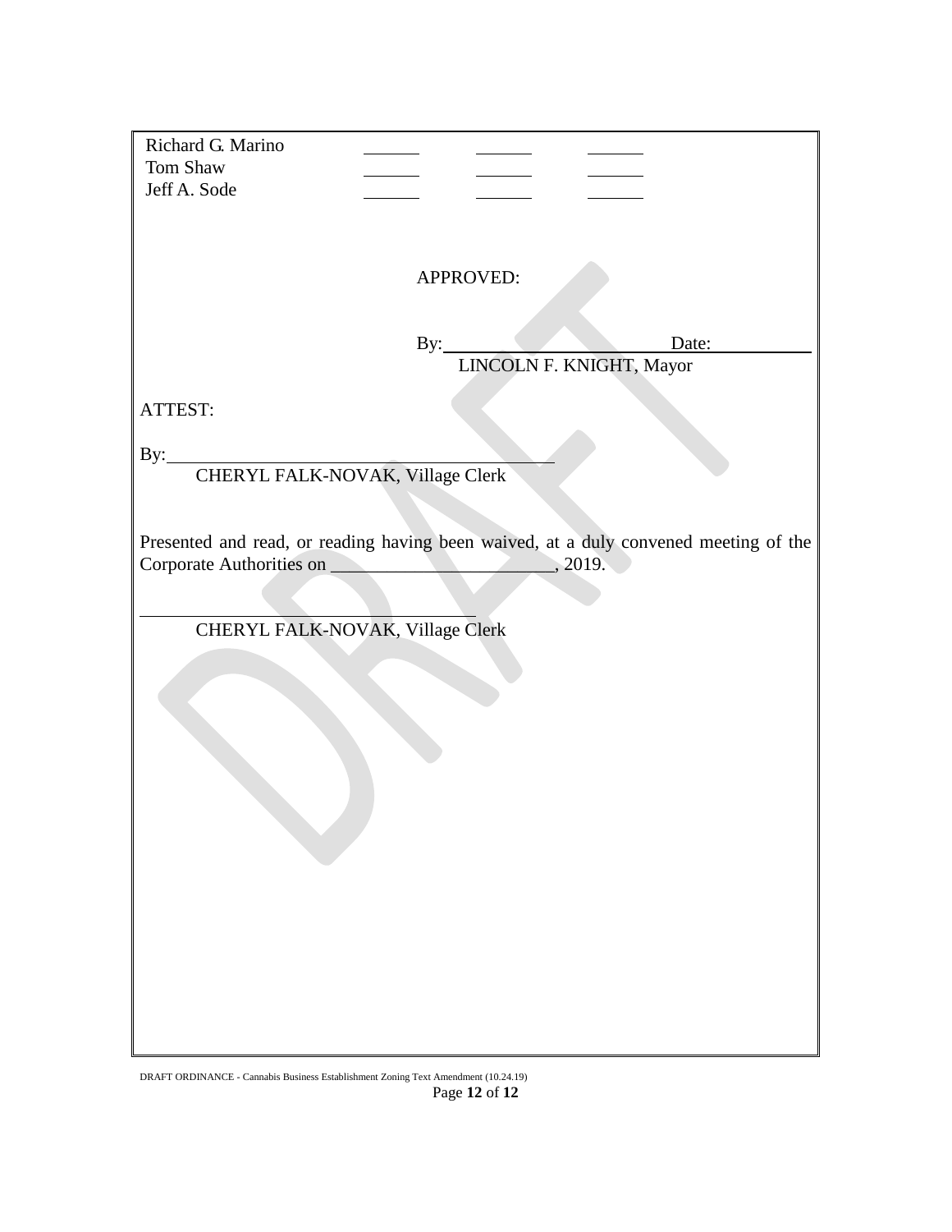| | | | |
|---|---|---|---|
| Richard G. Marino | ______ | ______ | ______ |
| Tom Shaw | ______ | ______ | ______ |
| Jeff A. Sode | ______ | ______ | ______ |

APPROVED:

By: ______________________ Date: ____________
LINCOLN F. KNIGHT, Mayor

ATTEST:

By: ________________________________________
CHERYL FALK-NOVAK, Village Clerk

Presented and read, or reading having been waived, at a duly convened meeting of the Corporate Authorities on ________________________, 2019.

____________________________________
CHERYL FALK-NOVAK, Village Clerk

DRAFT ORDINANCE - Cannabis Business Establishment Zoning Text Amendment (10.24.19)